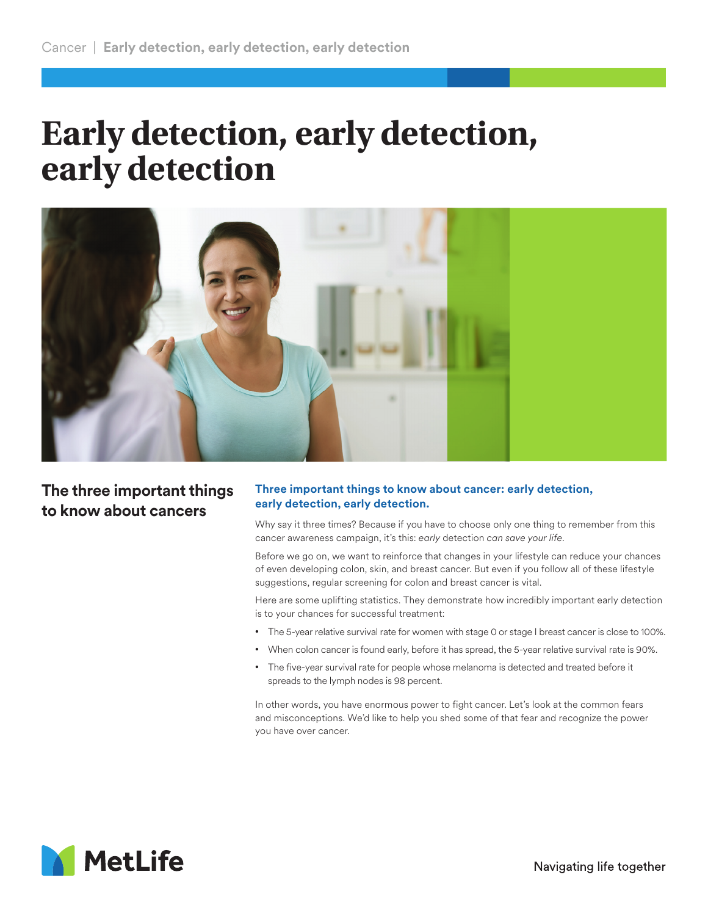# Early detection, early detection, early detection

## The three important things to know about cancers

**Three important things to know about cancer: early detection, early detection, early detection.**

Why say it three times? Because if you have to choose only one thing to remember from this cancer awareness campaign, it's this: *early* detection *can save your life.*

Before we go on, we want to reinforce that changes in your lifestyle can reduce your chances of even developing colon, skin, and breast cancer. But even if you follow all of these lifestyle suggestions, regular screening for colon and breast cancer is vital.

Here are some uplifting statistics. They demonstrate how incredibly important early detection is to your chances for successful treatment:

- The 5-year relative survival rate for women with stage 0 or stage I breast cancer is close to 100%.
- When colon cancer is found early, before it has spread, the 5-year relative survival rate is 90%.
- The five-year survival rate for people whose melanoma is detected and treated before it spreads to the lymph nodes is 98 percent.

In other words, you have enormous power to fight cancer. Let's look at the common fears and misconceptions. We'd like to help you shed some of that fear and recognize the power you have over cancer.

MetLife

Navigating life together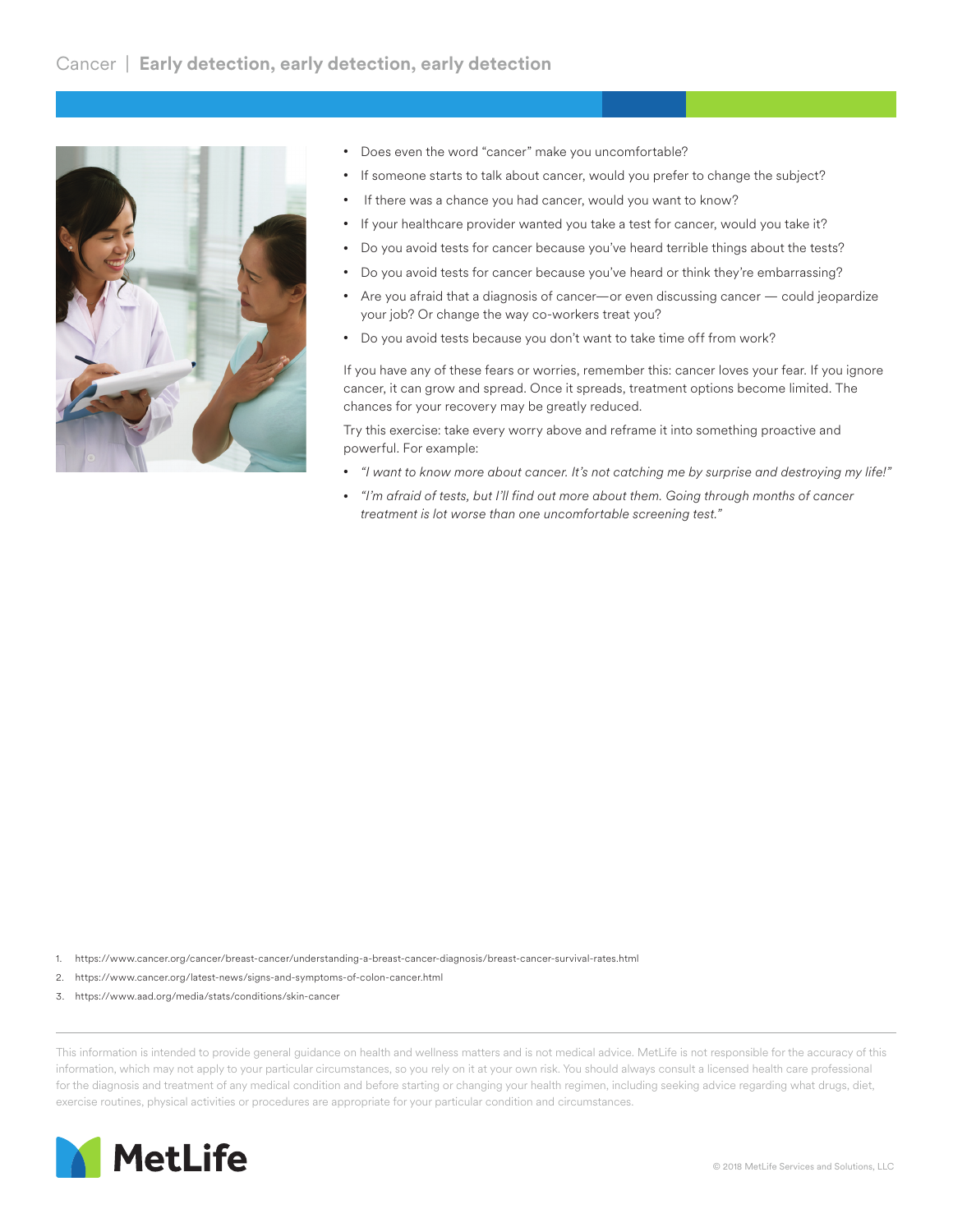- Does even the word "cancer" make you uncomfortable?
- If someone starts to talk about cancer, would you prefer to change the subject?
- If there was a chance you had cancer, would you want to know?
- If your healthcare provider wanted you take a test for cancer, would you take it?
- Do you avoid tests for cancer because you've heard terrible things about the tests?
- Do you avoid tests for cancer because you've heard or think they're embarrassing?
- Are you afraid that a diagnosis of cancer—or even discussing cancer — could jeopardize your job? Or change the way co-workers treat you?
- Do you avoid tests because you don't want to take time off from work?

If you have any of these fears or worries, remember this: cancer loves your fear. If you ignore cancer, it can grow and spread. Once it spreads, treatment options become limited. The chances for your recovery may be greatly reduced.

Try this exercise: take every worry above and reframe it into something proactive and powerful. For example:

- *"I want to know more about cancer. It's not catching me by surprise and destroying my life!"*
- *"I'm afraid of tests, but I'll find out more about them. Going through months of cancer treatment is lot worse than one uncomfortable screening test."*

1. https://www.cancer.org/cancer/breast-cancer/understanding-a-breast-cancer-diagnosis/breast-cancer-survival-rates.html
2. https://www.cancer.org/latest-news/signs-and-symptoms-of-colon-cancer.html
3. https://www.aad.org/media/stats/conditions/skin-cancer

This information is intended to provide general guidance on health and wellness matters and is not medical advice. MetLife is not responsible for the accuracy of this information, which may not apply to your particular circumstances, so you rely on it at your own risk. You should always consult a licensed health care professional for the diagnosis and treatment of any medical condition and before starting or changing your health regimen, including seeking advice regarding what drugs, diet, exercise routines, physical activities or procedures are appropriate for your particular condition and circumstances.

MetLife

© 2018 MetLife Services and Solutions, LLC